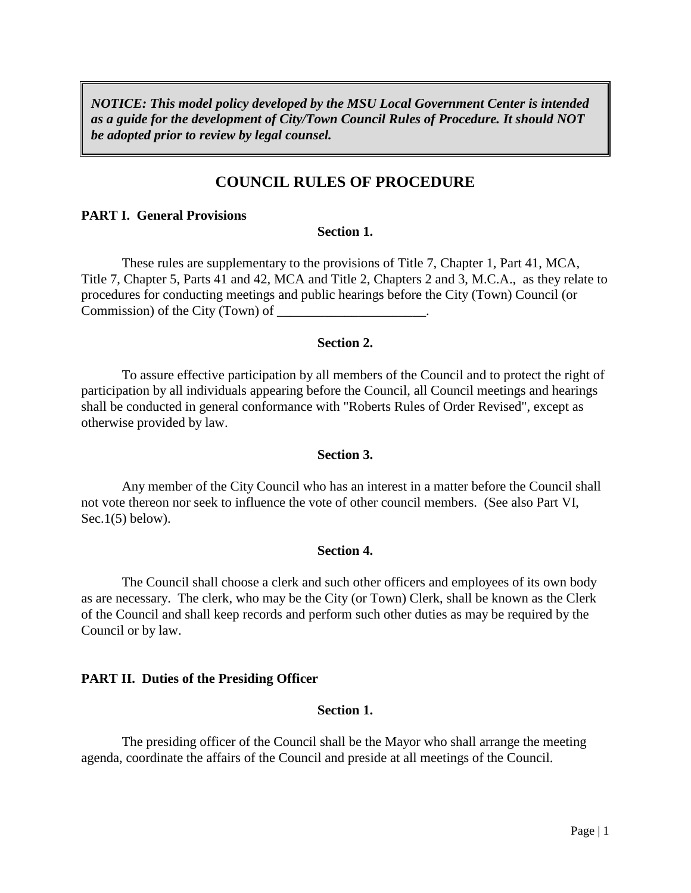***NOTICE: This model policy developed by the MSU Local Government Center is intended as a guide for the development of City/Town Council Rules of Procedure. It should NOT be adopted prior to review by legal counsel.***

# COUNCIL RULES OF PROCEDURE

## PART I. General Provisions

### Section 1.

These rules are supplementary to the provisions of Title 7, Chapter 1, Part 41, MCA, Title 7, Chapter 5, Parts 41 and 42, MCA and Title 2, Chapters 2 and 3, M.C.A., as they relate to procedures for conducting meetings and public hearings before the City (Town) Council (or Commission) of the City (Town) of ______________________.

### Section 2.

To assure effective participation by all members of the Council and to protect the right of participation by all individuals appearing before the Council, all Council meetings and hearings shall be conducted in general conformance with "Roberts Rules of Order Revised", except as otherwise provided by law.

### Section 3.

Any member of the City Council who has an interest in a matter before the Council shall not vote thereon nor seek to influence the vote of other council members. (See also Part VI, Sec.1(5) below).

### Section 4.

The Council shall choose a clerk and such other officers and employees of its own body as are necessary. The clerk, who may be the City (or Town) Clerk, shall be known as the Clerk of the Council and shall keep records and perform such other duties as may be required by the Council or by law.

## PART II. Duties of the Presiding Officer

### Section 1.

The presiding officer of the Council shall be the Mayor who shall arrange the meeting agenda, coordinate the affairs of the Council and preside at all meetings of the Council.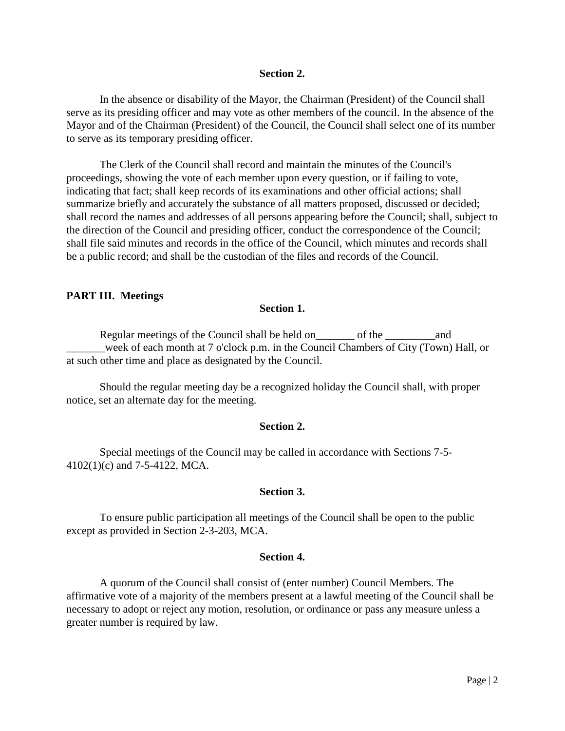**Section 2.**

In the absence or disability of the Mayor, the Chairman (President) of the Council shall serve as its presiding officer and may vote as other members of the council. In the absence of the Mayor and of the Chairman (President) of the Council, the Council shall select one of its number to serve as its temporary presiding officer.

The Clerk of the Council shall record and maintain the minutes of the Council's proceedings, showing the vote of each member upon every question, or if failing to vote, indicating that fact; shall keep records of its examinations and other official actions; shall summarize briefly and accurately the substance of all matters proposed, discussed or decided; shall record the names and addresses of all persons appearing before the Council; shall, subject to the direction of the Council and presiding officer, conduct the correspondence of the Council; shall file said minutes and records in the office of the Council, which minutes and records shall be a public record; and shall be the custodian of the files and records of the Council.

**PART III. Meetings**

**Section 1.**

Regular meetings of the Council shall be held on_______ of the _________and _______week of each month at 7 o'clock p.m. in the Council Chambers of City (Town) Hall, or at such other time and place as designated by the Council.

Should the regular meeting day be a recognized holiday the Council shall, with proper notice, set an alternate day for the meeting.

**Section 2.**

Special meetings of the Council may be called in accordance with Sections 7-5-4102(1)(c) and 7-5-4122, MCA.

**Section 3.**

To ensure public participation all meetings of the Council shall be open to the public except as provided in Section 2-3-203, MCA.

**Section 4.**

A quorum of the Council shall consist of (enter number) Council Members. The affirmative vote of a majority of the members present at a lawful meeting of the Council shall be necessary to adopt or reject any motion, resolution, or ordinance or pass any measure unless a greater number is required by law.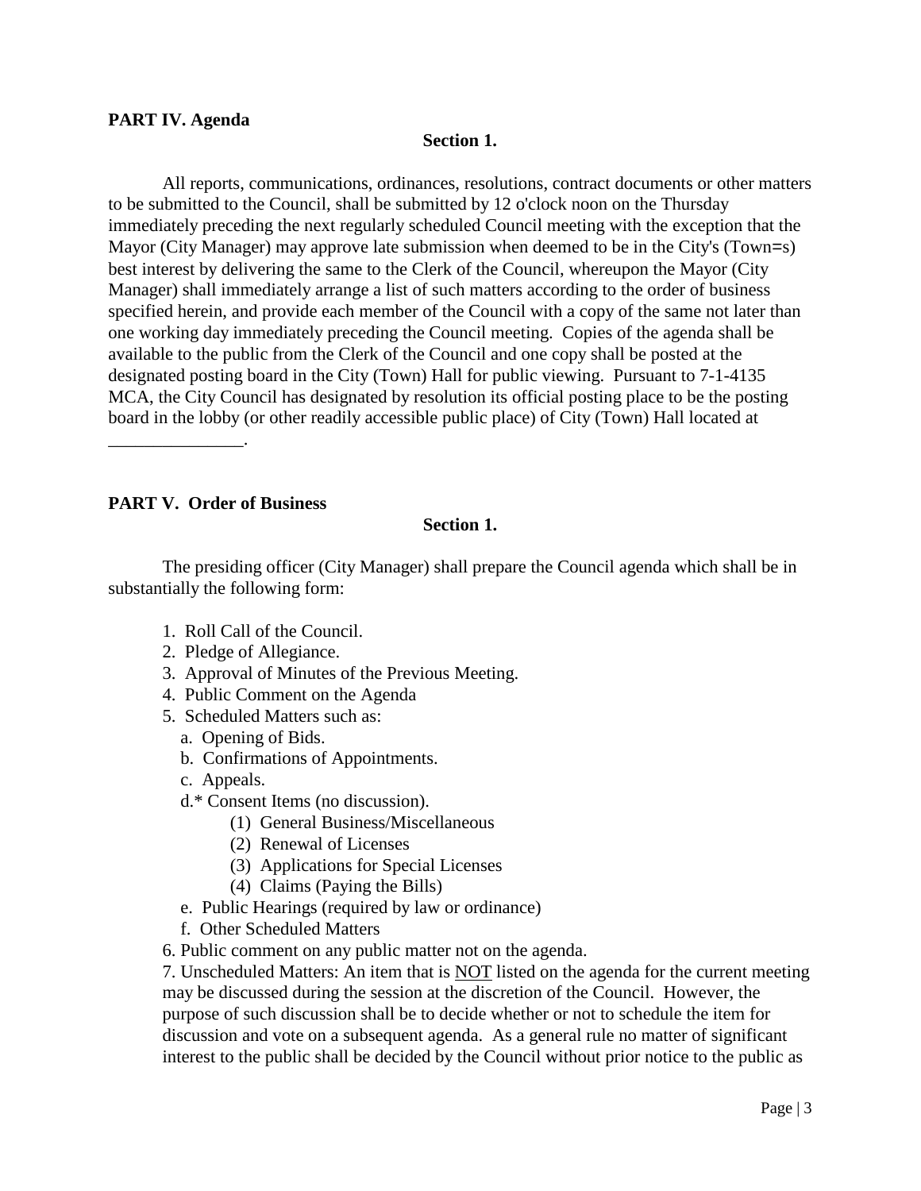**PART IV. Agenda**

**Section 1.**

All reports, communications, ordinances, resolutions, contract documents or other matters to be submitted to the Council, shall be submitted by 12 o'clock noon on the Thursday immediately preceding the next regularly scheduled Council meeting with the exception that the Mayor (City Manager) may approve late submission when deemed to be in the City's (Town=s) best interest by delivering the same to the Clerk of the Council, whereupon the Mayor (City Manager) shall immediately arrange a list of such matters according to the order of business specified herein, and provide each member of the Council with a copy of the same not later than one working day immediately preceding the Council meeting. Copies of the agenda shall be available to the public from the Clerk of the Council and one copy shall be posted at the designated posting board in the City (Town) Hall for public viewing. Pursuant to 7-1-4135 MCA, the City Council has designated by resolution its official posting place to be the posting board in the lobby (or other readily accessible public place) of City (Town) Hall located at _______________.

**PART V. Order of Business**

**Section 1.**

The presiding officer (City Manager) shall prepare the Council agenda which shall be in substantially the following form:

1. Roll Call of the Council.
2. Pledge of Allegiance.
3. Approval of Minutes of the Previous Meeting.
4. Public Comment on the Agenda
5. Scheduled Matters such as:
   a. Opening of Bids.
   b. Confirmations of Appointments.
   c. Appeals.
   d.* Consent Items (no discussion).
      (1) General Business/Miscellaneous
      (2) Renewal of Licenses
      (3) Applications for Special Licenses
      (4) Claims (Paying the Bills)
   e. Public Hearings (required by law or ordinance)
   f. Other Scheduled Matters
6. Public comment on any public matter not on the agenda.
7. Unscheduled Matters: An item that is <u>NOT</u> listed on the agenda for the current meeting may be discussed during the session at the discretion of the Council. However, the purpose of such discussion shall be to decide whether or not to schedule the item for discussion and vote on a subsequent agenda. As a general rule no matter of significant interest to the public shall be decided by the Council without prior notice to the public as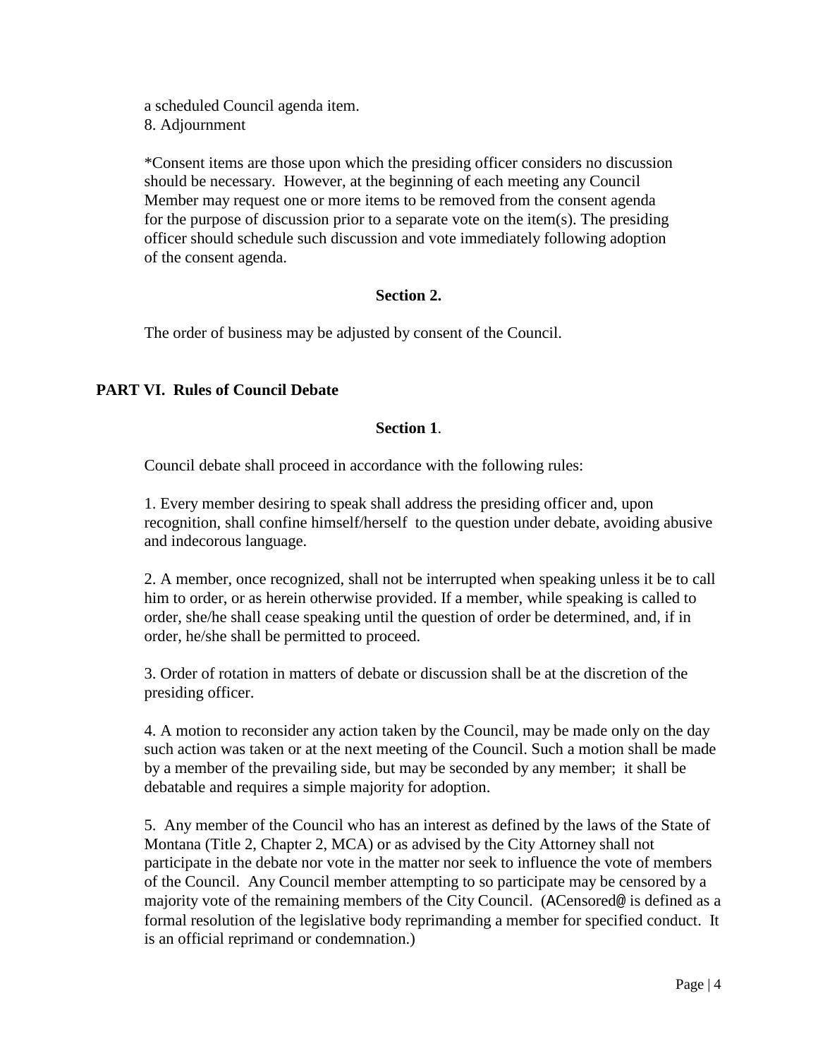a scheduled Council agenda item.
8. Adjournment

*Consent items are those upon which the presiding officer considers no discussion should be necessary. However, at the beginning of each meeting any Council Member may request one or more items to be removed from the consent agenda for the purpose of discussion prior to a separate vote on the item(s). The presiding officer should schedule such discussion and vote immediately following adoption of the consent agenda.

**Section 2.**

The order of business may be adjusted by consent of the Council.

## PART VI. Rules of Council Debate

**Section 1**.

Council debate shall proceed in accordance with the following rules:

1. Every member desiring to speak shall address the presiding officer and, upon recognition, shall confine himself/herself to the question under debate, avoiding abusive and indecorous language.

2. A member, once recognized, shall not be interrupted when speaking unless it be to call him to order, or as herein otherwise provided. If a member, while speaking is called to order, she/he shall cease speaking until the question of order be determined, and, if in order, he/she shall be permitted to proceed.

3. Order of rotation in matters of debate or discussion shall be at the discretion of the presiding officer.

4. A motion to reconsider any action taken by the Council, may be made only on the day such action was taken or at the next meeting of the Council. Such a motion shall be made by a member of the prevailing side, but may be seconded by any member; it shall be debatable and requires a simple majority for adoption.

5. Any member of the Council who has an interest as defined by the laws of the State of Montana (Title 2, Chapter 2, MCA) or as advised by the City Attorney shall not participate in the debate nor vote in the matter nor seek to influence the vote of members of the Council. Any Council member attempting to so participate may be censored by a majority vote of the remaining members of the City Council. (ACensored@ is defined as a formal resolution of the legislative body reprimanding a member for specified conduct. It is an official reprimand or condemnation.)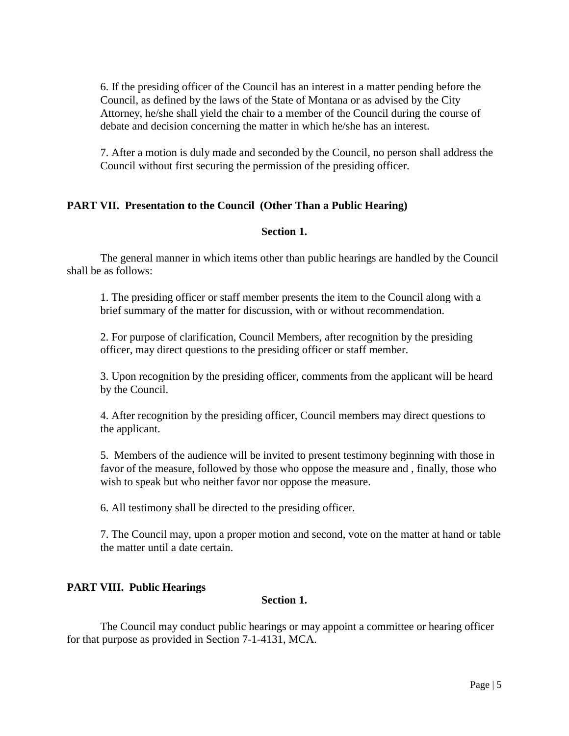6. If the presiding officer of the Council has an interest in a matter pending before the Council, as defined by the laws of the State of Montana or as advised by the City Attorney, he/she shall yield the chair to a member of the Council during the course of debate and decision concerning the matter in which he/she has an interest.

7. After a motion is duly made and seconded by the Council, no person shall address the Council without first securing the permission of the presiding officer.

## PART VII. Presentation to the Council (Other Than a Public Hearing)

### Section 1.

The general manner in which items other than public hearings are handled by the Council shall be as follows:

1. The presiding officer or staff member presents the item to the Council along with a brief summary of the matter for discussion, with or without recommendation.

2. For purpose of clarification, Council Members, after recognition by the presiding officer, may direct questions to the presiding officer or staff member.

3. Upon recognition by the presiding officer, comments from the applicant will be heard by the Council.

4. After recognition by the presiding officer, Council members may direct questions to the applicant.

5. Members of the audience will be invited to present testimony beginning with those in favor of the measure, followed by those who oppose the measure and , finally, those who wish to speak but who neither favor nor oppose the measure.

6. All testimony shall be directed to the presiding officer.

7. The Council may, upon a proper motion and second, vote on the matter at hand or table the matter until a date certain.

## PART VIII. Public Hearings

### Section 1.

The Council may conduct public hearings or may appoint a committee or hearing officer for that purpose as provided in Section 7-1-4131, MCA.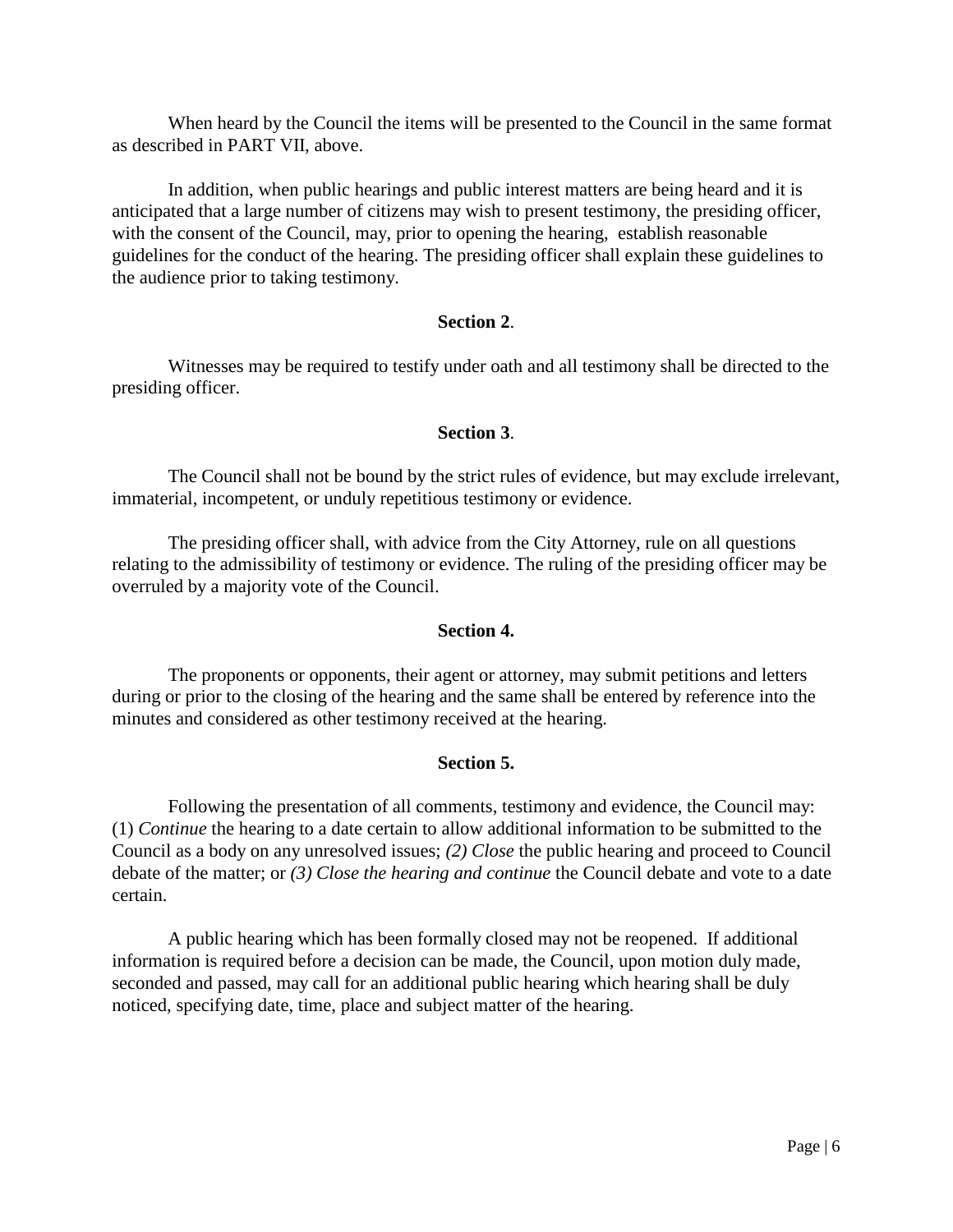When heard by the Council the items will be presented to the Council in the same format as described in PART VII, above.

In addition, when public hearings and public interest matters are being heard and it is anticipated that a large number of citizens may wish to present testimony, the presiding officer, with the consent of the Council, may, prior to opening the hearing, establish reasonable guidelines for the conduct of the hearing. The presiding officer shall explain these guidelines to the audience prior to taking testimony.

**Section 2**.

Witnesses may be required to testify under oath and all testimony shall be directed to the presiding officer.

**Section 3**.

The Council shall not be bound by the strict rules of evidence, but may exclude irrelevant, immaterial, incompetent, or unduly repetitious testimony or evidence.

The presiding officer shall, with advice from the City Attorney, rule on all questions relating to the admissibility of testimony or evidence. The ruling of the presiding officer may be overruled by a majority vote of the Council.

**Section 4.**

The proponents or opponents, their agent or attorney, may submit petitions and letters during or prior to the closing of the hearing and the same shall be entered by reference into the minutes and considered as other testimony received at the hearing.

**Section 5.**

Following the presentation of all comments, testimony and evidence, the Council may: (1) *Continue* the hearing to a date certain to allow additional information to be submitted to the Council as a body on any unresolved issues; *(2) Close* the public hearing and proceed to Council debate of the matter; or *(3) Close the hearing and continue* the Council debate and vote to a date certain.

A public hearing which has been formally closed may not be reopened. If additional information is required before a decision can be made, the Council, upon motion duly made, seconded and passed, may call for an additional public hearing which hearing shall be duly noticed, specifying date, time, place and subject matter of the hearing.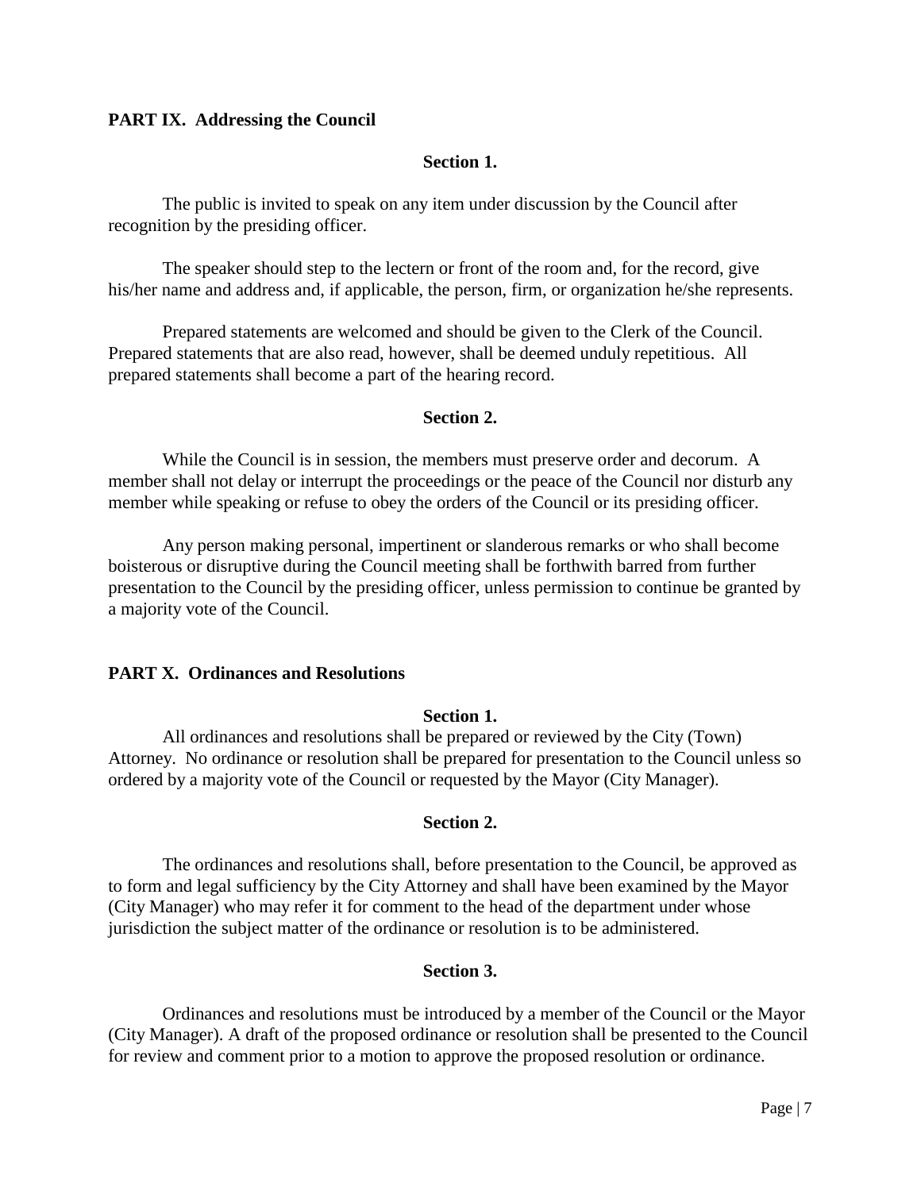## PART IX. Addressing the Council

### Section 1.

The public is invited to speak on any item under discussion by the Council after recognition by the presiding officer.

The speaker should step to the lectern or front of the room and, for the record, give his/her name and address and, if applicable, the person, firm, or organization he/she represents.

Prepared statements are welcomed and should be given to the Clerk of the Council. Prepared statements that are also read, however, shall be deemed unduly repetitious. All prepared statements shall become a part of the hearing record.

### Section 2.

While the Council is in session, the members must preserve order and decorum. A member shall not delay or interrupt the proceedings or the peace of the Council nor disturb any member while speaking or refuse to obey the orders of the Council or its presiding officer.

Any person making personal, impertinent or slanderous remarks or who shall become boisterous or disruptive during the Council meeting shall be forthwith barred from further presentation to the Council by the presiding officer, unless permission to continue be granted by a majority vote of the Council.

## PART X. Ordinances and Resolutions

### Section 1.

All ordinances and resolutions shall be prepared or reviewed by the City (Town) Attorney. No ordinance or resolution shall be prepared for presentation to the Council unless so ordered by a majority vote of the Council or requested by the Mayor (City Manager).

### Section 2.

The ordinances and resolutions shall, before presentation to the Council, be approved as to form and legal sufficiency by the City Attorney and shall have been examined by the Mayor (City Manager) who may refer it for comment to the head of the department under whose jurisdiction the subject matter of the ordinance or resolution is to be administered.

### Section 3.

Ordinances and resolutions must be introduced by a member of the Council or the Mayor (City Manager). A draft of the proposed ordinance or resolution shall be presented to the Council for review and comment prior to a motion to approve the proposed resolution or ordinance.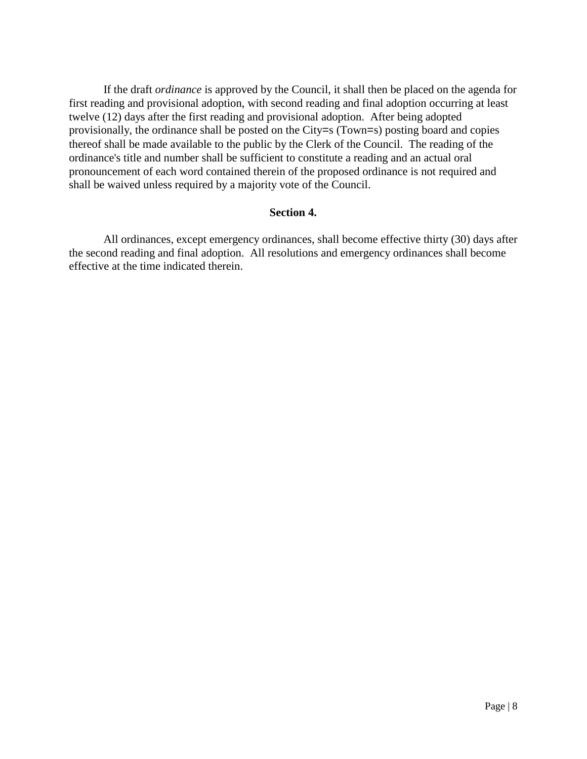If the draft *ordinance* is approved by the Council, it shall then be placed on the agenda for first reading and provisional adoption, with second reading and final adoption occurring at least twelve (12) days after the first reading and provisional adoption. After being adopted provisionally, the ordinance shall be posted on the City=s (Town=s) posting board and copies thereof shall be made available to the public by the Clerk of the Council. The reading of the ordinance's title and number shall be sufficient to constitute a reading and an actual oral pronouncement of each word contained therein of the proposed ordinance is not required and shall be waived unless required by a majority vote of the Council.

**Section 4.**

All ordinances, except emergency ordinances, shall become effective thirty (30) days after the second reading and final adoption. All resolutions and emergency ordinances shall become effective at the time indicated therein.